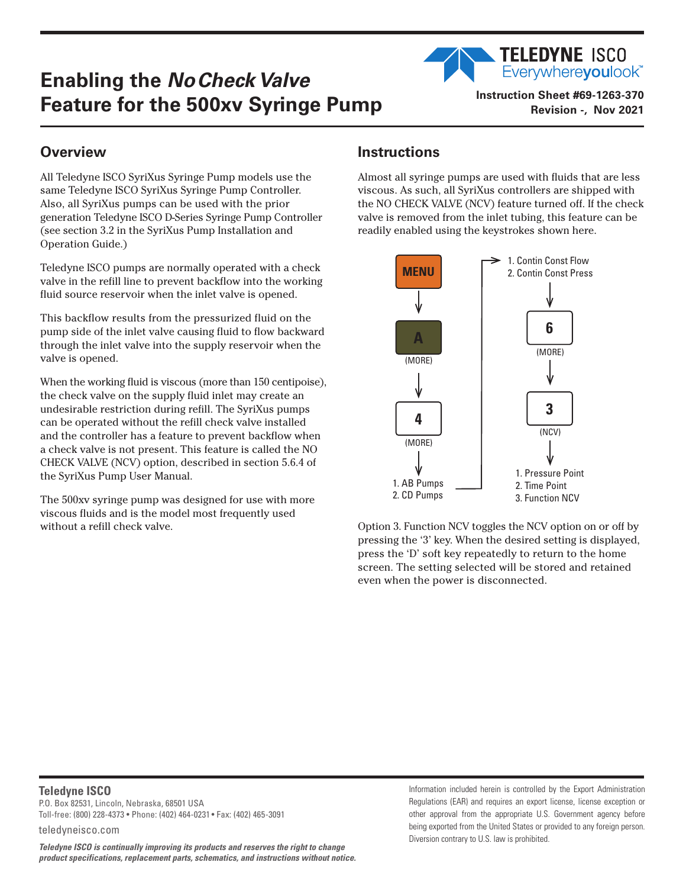# Enabling the *No Check Valve* Feature for the 500xv Syringe Pump

**Instruction Sheet #69-1263-370**
**Revision -, Nov 2021**

## Overview

All Teledyne ISCO SyriXus Syringe Pump models use the same Teledyne ISCO SyriXus Syringe Pump Controller. Also, all SyriXus pumps can be used with the prior generation Teledyne ISCO D-Series Syringe Pump Controller (see section 3.2 in the SyriXus Pump Installation and Operation Guide.)

Teledyne ISCO pumps are normally operated with a check valve in the refill line to prevent backflow into the working fluid source reservoir when the inlet valve is opened.

This backflow results from the pressurized fluid on the pump side of the inlet valve causing fluid to flow backward through the inlet valve into the supply reservoir when the valve is opened.

When the working fluid is viscous (more than 150 centipoise), the check valve on the supply fluid inlet may create an undesirable restriction during refill. The SyriXus pumps can be operated without the refill check valve installed and the controller has a feature to prevent backflow when a check valve is not present. This feature is called the NO CHECK VALVE (NCV) option, described in section 5.6.4 of the SyriXus Pump User Manual.

The 500xv syringe pump was designed for use with more viscous fluids and is the model most frequently used without a refill check valve.

## Instructions

Almost all syringe pumps are used with fluids that are less viscous. As such, all SyriXus controllers are shipped with the NO CHECK VALVE (NCV) feature turned off. If the check valve is removed from the inlet tubing, this feature can be readily enabled using the keystrokes shown here.

**MENU** → **A** (MORE) → **4** (MORE) → 1. AB Pumps / 2. CD Pumps → 1. Contin Const Flow / 2. Contin Const Press → **6** (MORE) → **3** (NCV) → 1. Pressure Point / 2. Time Point / 3. Function NCV

Option 3. Function NCV toggles the NCV option on or off by pressing the '3' key. When the desired setting is displayed, press the 'D' soft key repeatedly to return to the home screen. The setting selected will be stored and retained even when the power is disconnected.

**Teledyne ISCO**
P.O. Box 82531, Lincoln, Nebraska, 68501 USA
Toll-free: (800) 228-4373 • Phone: (402) 464-0231 • Fax: (402) 465-3091
teledyneisco.com

*Teledyne ISCO is continually improving its products and reserves the right to change product specifications, replacement parts, schematics, and instructions without notice.*

Information included herein is controlled by the Export Administration Regulations (EAR) and requires an export license, license exception or other approval from the appropriate U.S. Government agency before being exported from the United States or provided to any foreign person. Diversion contrary to U.S. law is prohibited.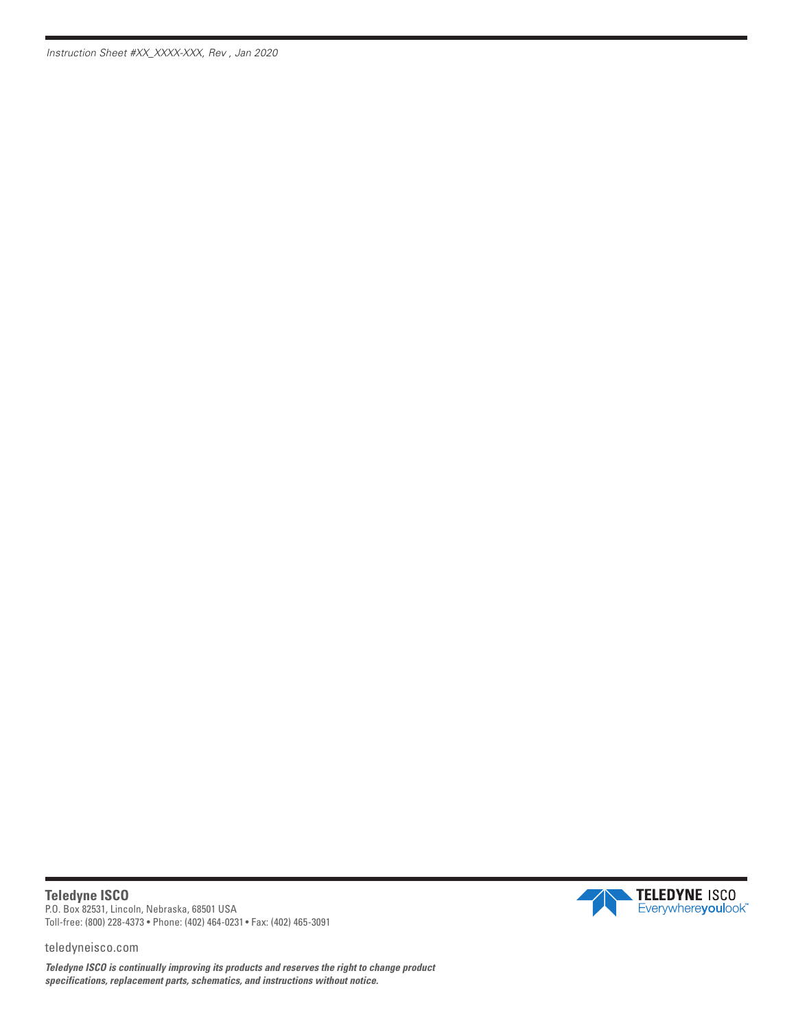*Instruction Sheet #XX_XXXX-XXX, Rev , Jan 2020*

**Teledyne ISCO**
P.O. Box 82531, Lincoln, Nebraska, 68501 USA
Toll-free: (800) 228-4373 • Phone: (402) 464-0231 • Fax: (402) 465-3091

teledyneisco.com

***Teledyne ISCO is continually improving its products and reserves the right to change product specifications, replacement parts, schematics, and instructions without notice.***

TELEDYNE ISCO
Everywhereyoulook™